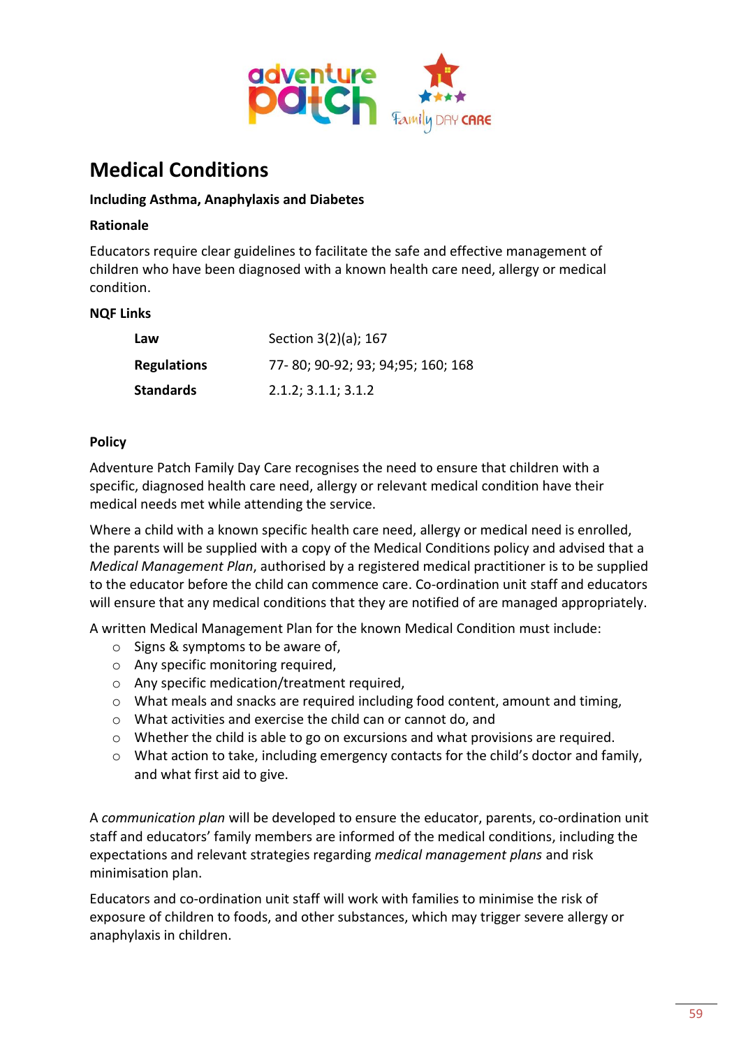# Medical Conditions

**Including Asthma, Anaphylaxis and Diabetes**

**Rationale**

Educators require clear guidelines to facilitate the safe and effective management of children who have been diagnosed with a known health care need, allergy or medical condition.

**NQF Links**

| | |
|---|---|
| **Law** | Section 3(2)(a); 167 |
| **Regulations** | 77- 80; 90-92; 93; 94;95; 160; 168 |
| **Standards** | 2.1.2; 3.1.1; 3.1.2 |

**Policy**

Adventure Patch Family Day Care recognises the need to ensure that children with a specific, diagnosed health care need, allergy or relevant medical condition have their medical needs met while attending the service.

Where a child with a known specific health care need, allergy or medical need is enrolled, the parents will be supplied with a copy of the Medical Conditions policy and advised that a *Medical Management Plan*, authorised by a registered medical practitioner is to be supplied to the educator before the child can commence care. Co-ordination unit staff and educators will ensure that any medical conditions that they are notified of are managed appropriately.

A written Medical Management Plan for the known Medical Condition must include:

- Signs & symptoms to be aware of,
- Any specific monitoring required,
- Any specific medication/treatment required,
- What meals and snacks are required including food content, amount and timing,
- What activities and exercise the child can or cannot do, and
- Whether the child is able to go on excursions and what provisions are required.
- What action to take, including emergency contacts for the child's doctor and family, and what first aid to give.

A *communication plan* will be developed to ensure the educator, parents, co-ordination unit staff and educators' family members are informed of the medical conditions, including the expectations and relevant strategies regarding *medical management plans* and risk minimisation plan.

Educators and co-ordination unit staff will work with families to minimise the risk of exposure of children to foods, and other substances, which may trigger severe allergy or anaphylaxis in children.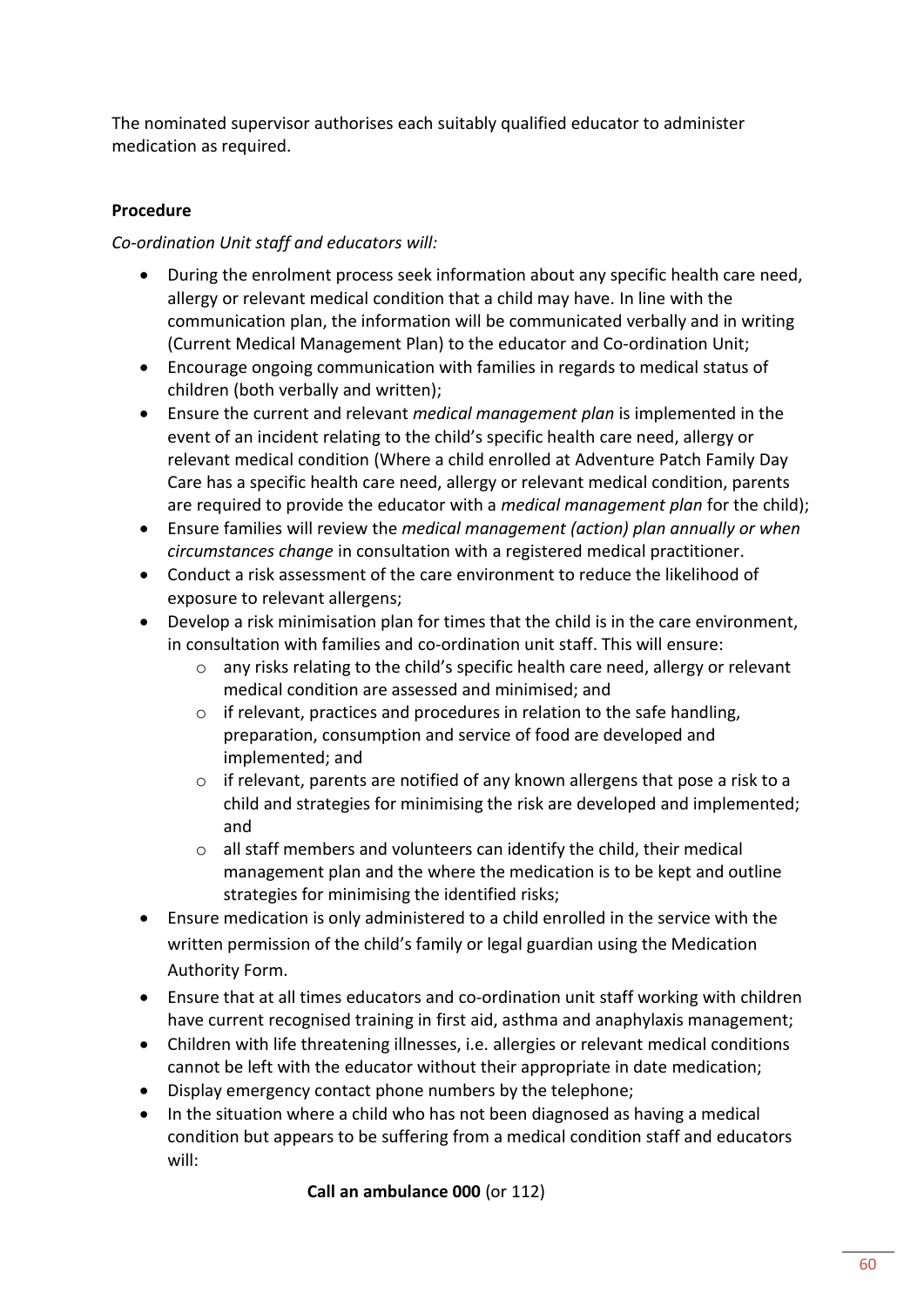The nominated supervisor authorises each suitably qualified educator to administer medication as required.

**Procedure**

*Co-ordination Unit staff and educators will:*

- During the enrolment process seek information about any specific health care need, allergy or relevant medical condition that a child may have. In line with the communication plan, the information will be communicated verbally and in writing (Current Medical Management Plan) to the educator and Co-ordination Unit;
- Encourage ongoing communication with families in regards to medical status of children (both verbally and written);
- Ensure the current and relevant *medical management plan* is implemented in the event of an incident relating to the child's specific health care need, allergy or relevant medical condition (Where a child enrolled at Adventure Patch Family Day Care has a specific health care need, allergy or relevant medical condition, parents are required to provide the educator with a *medical management plan* for the child);
- Ensure families will review the *medical management (action) plan annually or when circumstances change* in consultation with a registered medical practitioner.
- Conduct a risk assessment of the care environment to reduce the likelihood of exposure to relevant allergens;
- Develop a risk minimisation plan for times that the child is in the care environment, in consultation with families and co-ordination unit staff. This will ensure:
  - any risks relating to the child's specific health care need, allergy or relevant medical condition are assessed and minimised; and
  - if relevant, practices and procedures in relation to the safe handling, preparation, consumption and service of food are developed and implemented; and
  - if relevant, parents are notified of any known allergens that pose a risk to a child and strategies for minimising the risk are developed and implemented; and
  - all staff members and volunteers can identify the child, their medical management plan and the where the medication is to be kept and outline strategies for minimising the identified risks;
- Ensure medication is only administered to a child enrolled in the service with the written permission of the child's family or legal guardian using the Medication Authority Form.
- Ensure that at all times educators and co-ordination unit staff working with children have current recognised training in first aid, asthma and anaphylaxis management;
- Children with life threatening illnesses, i.e. allergies or relevant medical conditions cannot be left with the educator without their appropriate in date medication;
- Display emergency contact phone numbers by the telephone;
- In the situation where a child who has not been diagnosed as having a medical condition but appears to be suffering from a medical condition staff and educators will:

  **Call an ambulance 000** (or 112)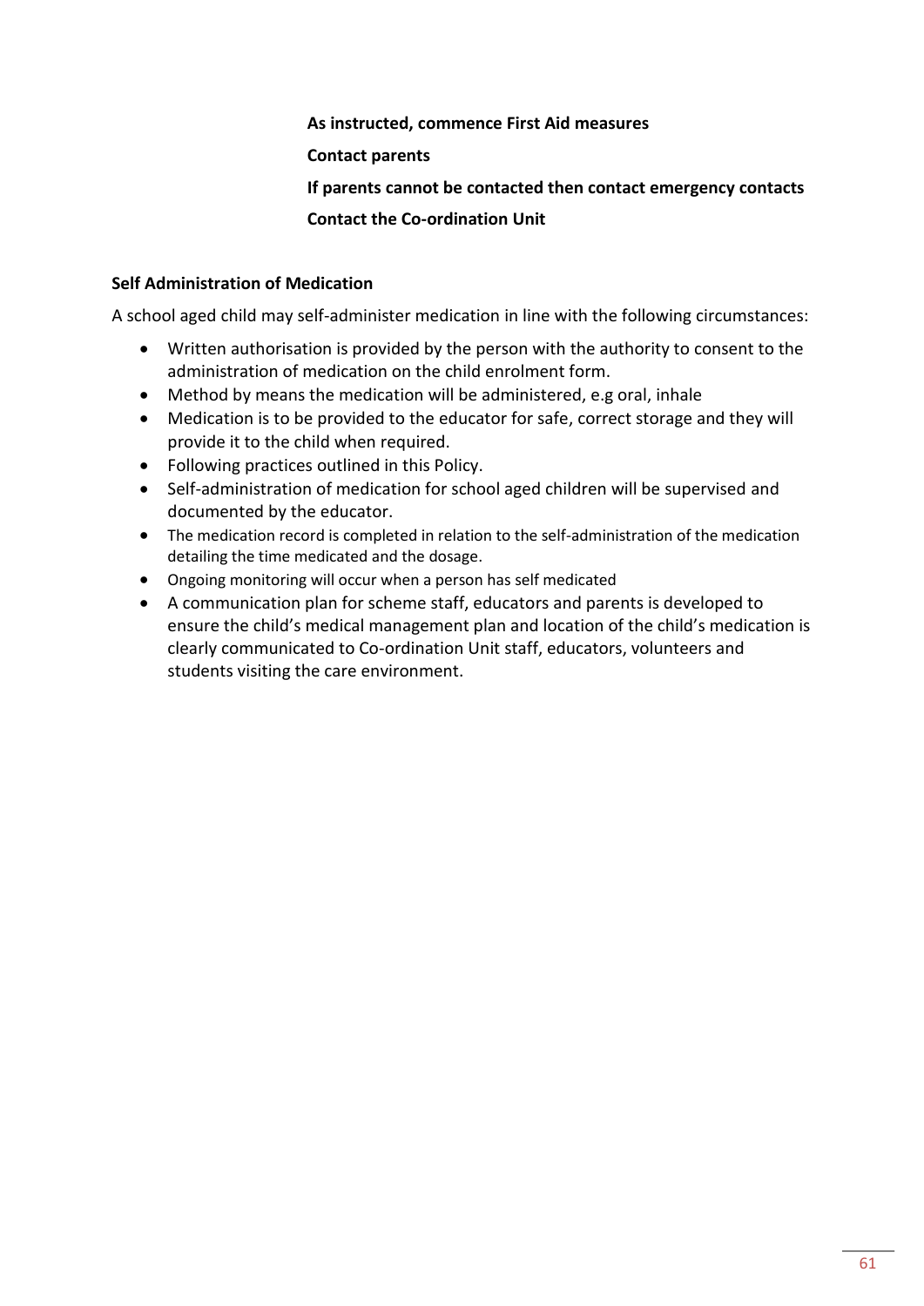**As instructed, commence First Aid measures**

**Contact parents**

**If parents cannot be contacted then contact emergency contacts**

**Contact the Co-ordination Unit**

**Self Administration of Medication**

A school aged child may self-administer medication in line with the following circumstances:

- Written authorisation is provided by the person with the authority to consent to the administration of medication on the child enrolment form.
- Method by means the medication will be administered, e.g oral, inhale
- Medication is to be provided to the educator for safe, correct storage and they will provide it to the child when required.
- Following practices outlined in this Policy.
- Self-administration of medication for school aged children will be supervised and documented by the educator.
- The medication record is completed in relation to the self-administration of the medication detailing the time medicated and the dosage.
- Ongoing monitoring will occur when a person has self medicated
- A communication plan for scheme staff, educators and parents is developed to ensure the child's medical management plan and location of the child's medication is clearly communicated to Co-ordination Unit staff, educators, volunteers and students visiting the care environment.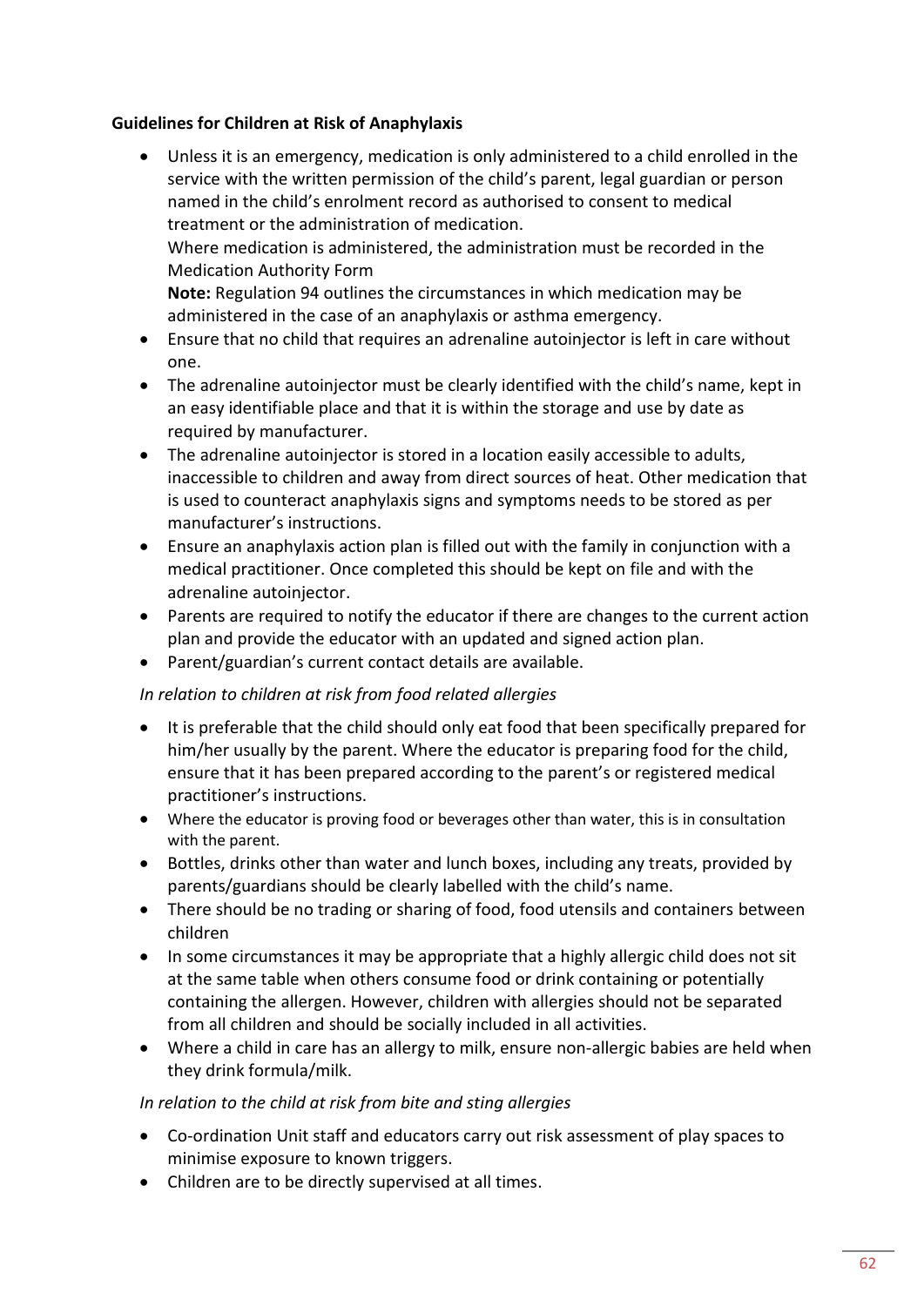**Guidelines for Children at Risk of Anaphylaxis**

- Unless it is an emergency, medication is only administered to a child enrolled in the service with the written permission of the child's parent, legal guardian or person named in the child's enrolment record as authorised to consent to medical treatment or the administration of medication.
  Where medication is administered, the administration must be recorded in the Medication Authority Form
  **Note:** Regulation 94 outlines the circumstances in which medication may be administered in the case of an anaphylaxis or asthma emergency.
- Ensure that no child that requires an adrenaline autoinjector is left in care without one.
- The adrenaline autoinjector must be clearly identified with the child's name, kept in an easy identifiable place and that it is within the storage and use by date as required by manufacturer.
- The adrenaline autoinjector is stored in a location easily accessible to adults, inaccessible to children and away from direct sources of heat. Other medication that is used to counteract anaphylaxis signs and symptoms needs to be stored as per manufacturer's instructions.
- Ensure an anaphylaxis action plan is filled out with the family in conjunction with a medical practitioner. Once completed this should be kept on file and with the adrenaline autoinjector.
- Parents are required to notify the educator if there are changes to the current action plan and provide the educator with an updated and signed action plan.
- Parent/guardian's current contact details are available.

*In relation to children at risk from food related allergies*

- It is preferable that the child should only eat food that been specifically prepared for him/her usually by the parent. Where the educator is preparing food for the child, ensure that it has been prepared according to the parent's or registered medical practitioner's instructions.
- Where the educator is proving food or beverages other than water, this is in consultation with the parent.
- Bottles, drinks other than water and lunch boxes, including any treats, provided by parents/guardians should be clearly labelled with the child's name.
- There should be no trading or sharing of food, food utensils and containers between children
- In some circumstances it may be appropriate that a highly allergic child does not sit at the same table when others consume food or drink containing or potentially containing the allergen. However, children with allergies should not be separated from all children and should be socially included in all activities.
- Where a child in care has an allergy to milk, ensure non-allergic babies are held when they drink formula/milk.

*In relation to the child at risk from bite and sting allergies*

- Co-ordination Unit staff and educators carry out risk assessment of play spaces to minimise exposure to known triggers.
- Children are to be directly supervised at all times.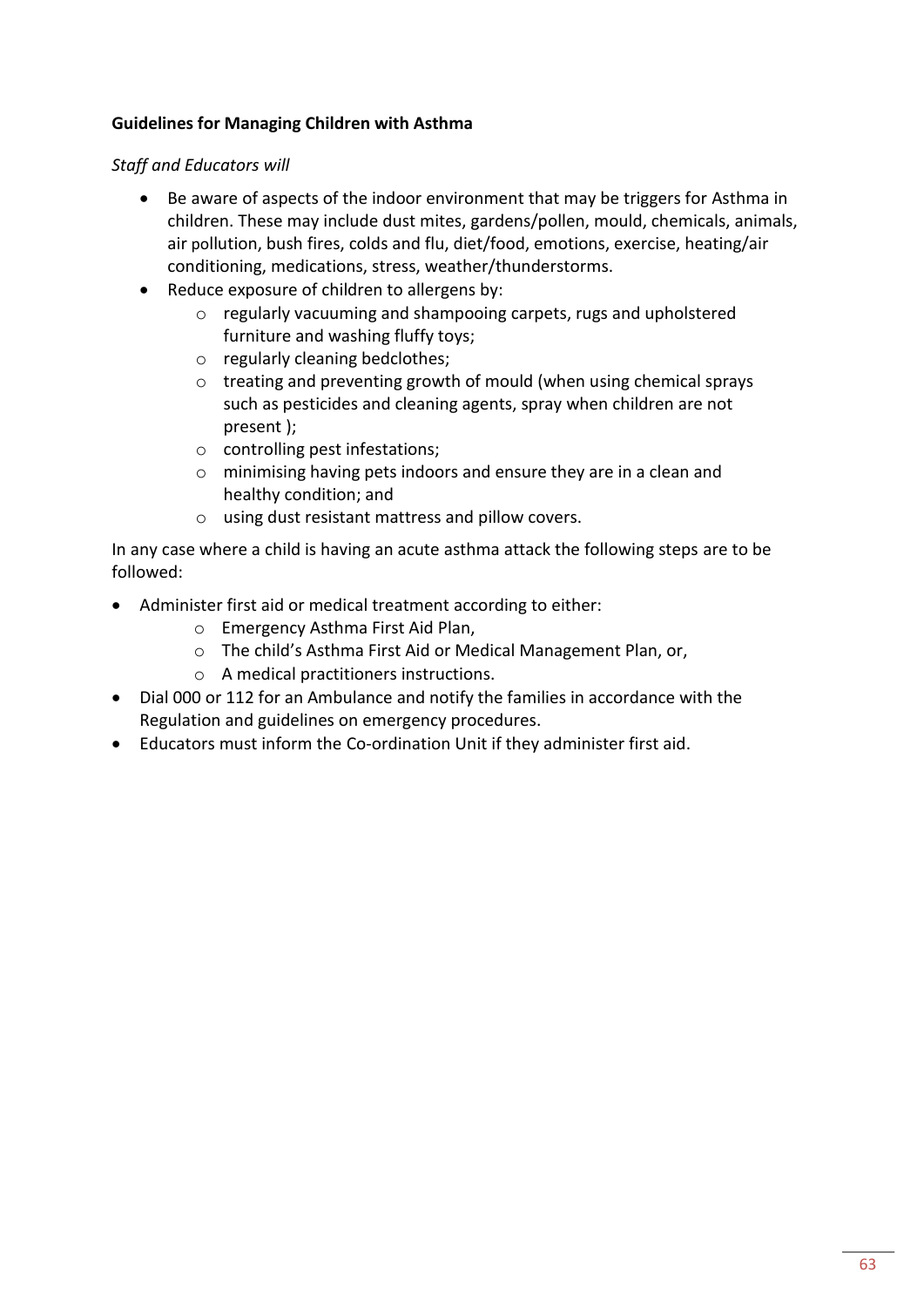**Guidelines for Managing Children with Asthma**

*Staff and Educators will*

- Be aware of aspects of the indoor environment that may be triggers for Asthma in children. These may include dust mites, gardens/pollen, mould, chemicals, animals, air pollution, bush fires, colds and flu, diet/food, emotions, exercise, heating/air conditioning, medications, stress, weather/thunderstorms.
- Reduce exposure of children to allergens by:
    - regularly vacuuming and shampooing carpets, rugs and upholstered furniture and washing fluffy toys;
    - regularly cleaning bedclothes;
    - treating and preventing growth of mould (when using chemical sprays such as pesticides and cleaning agents, spray when children are not present );
    - controlling pest infestations;
    - minimising having pets indoors and ensure they are in a clean and healthy condition; and
    - using dust resistant mattress and pillow covers.

In any case where a child is having an acute asthma attack the following steps are to be followed:

- Administer first aid or medical treatment according to either:
    - Emergency Asthma First Aid Plan,
    - The child's Asthma First Aid or Medical Management Plan, or,
    - A medical practitioners instructions.
- Dial 000 or 112 for an Ambulance and notify the families in accordance with the Regulation and guidelines on emergency procedures.
- Educators must inform the Co-ordination Unit if they administer first aid.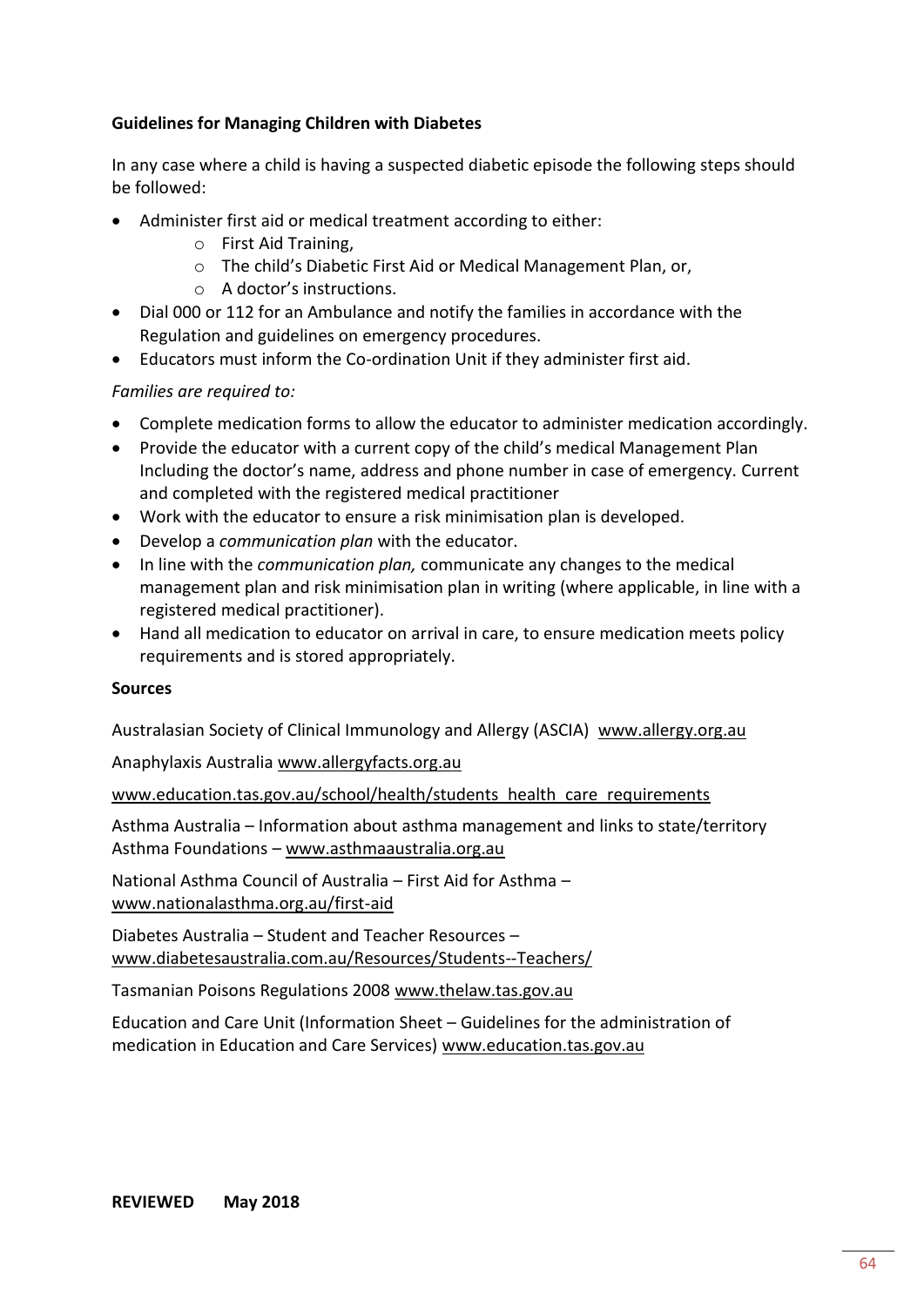**Guidelines for Managing Children with Diabetes**

In any case where a child is having a suspected diabetic episode the following steps should be followed:

- Administer first aid or medical treatment according to either:
  - First Aid Training,
  - The child's Diabetic First Aid or Medical Management Plan, or,
  - A doctor's instructions.
- Dial 000 or 112 for an Ambulance and notify the families in accordance with the Regulation and guidelines on emergency procedures.
- Educators must inform the Co-ordination Unit if they administer first aid.

*Families are required to:*

- Complete medication forms to allow the educator to administer medication accordingly.
- Provide the educator with a current copy of the child's medical Management Plan Including the doctor's name, address and phone number in case of emergency. Current and completed with the registered medical practitioner
- Work with the educator to ensure a risk minimisation plan is developed.
- Develop a *communication plan* with the educator.
- In line with the *communication plan,* communicate any changes to the medical management plan and risk minimisation plan in writing (where applicable, in line with a registered medical practitioner).
- Hand all medication to educator on arrival in care, to ensure medication meets policy requirements and is stored appropriately.

**Sources**

Australasian Society of Clinical Immunology and Allergy (ASCIA) www.allergy.org.au

Anaphylaxis Australia www.allergyfacts.org.au

www.education.tas.gov.au/school/health/students_health_care_requirements

Asthma Australia – Information about asthma management and links to state/territory Asthma Foundations – www.asthmaaustralia.org.au

National Asthma Council of Australia – First Aid for Asthma – www.nationalasthma.org.au/first-aid

Diabetes Australia – Student and Teacher Resources – www.diabetesaustralia.com.au/Resources/Students--Teachers/

Tasmanian Poisons Regulations 2008 www.thelaw.tas.gov.au

Education and Care Unit (Information Sheet – Guidelines for the administration of medication in Education and Care Services) www.education.tas.gov.au

**REVIEWED May 2018**